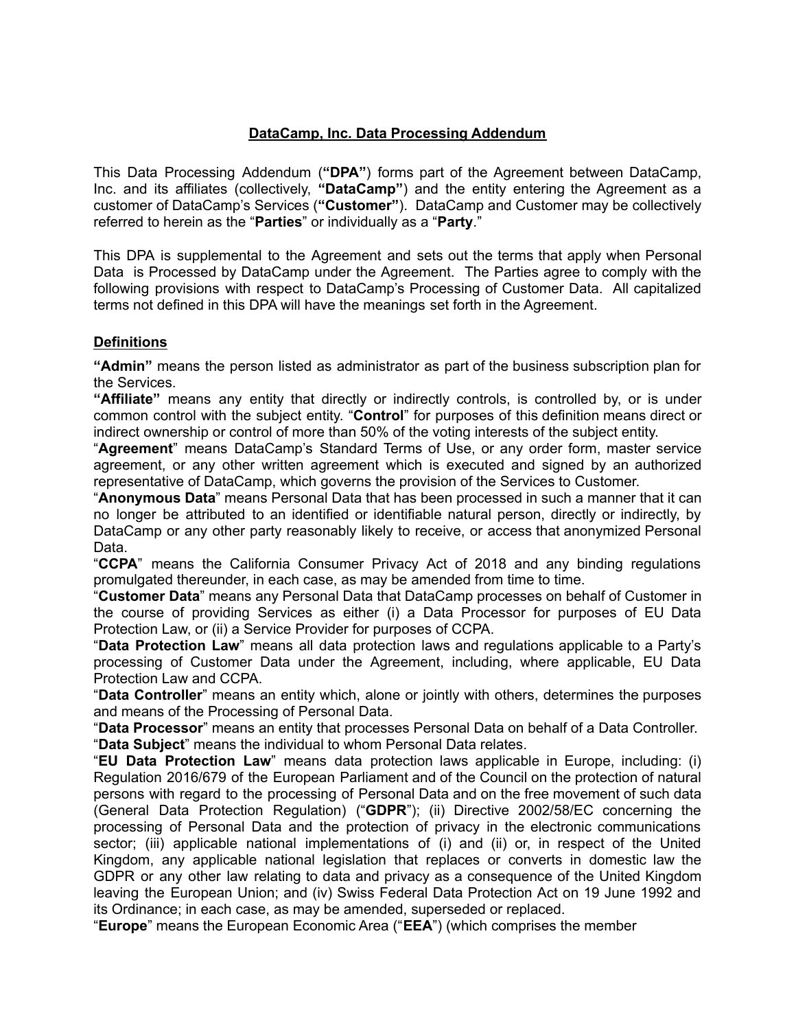# **DataCamp, Inc. Data Processing Addendum**

This Data Processing Addendum (**"DPA"**) forms part of the Agreement between DataCamp, Inc. and its affiliates (collectively, **"DataCamp"**) and the entity entering the Agreement as a customer of DataCamp's Services (**"Customer"**). DataCamp and Customer may be collectively referred to herein as the "**Parties**" or individually as a "**Party**."

This DPA is supplemental to the Agreement and sets out the terms that apply when Personal Data is Processed by DataCamp under the Agreement. The Parties agree to comply with the following provisions with respect to DataCamp's Processing of Customer Data. All capitalized terms not defined in this DPA will have the meanings set forth in the Agreement.

## **Definitions**

**"Admin"** means the person listed as administrator as part of the business subscription plan for the Services.

**"Affiliate"** means any entity that directly or indirectly controls, is controlled by, or is under common control with the subject entity. "**Control**" for purposes of this definition means direct or indirect ownership or control of more than 50% of the voting interests of the subject entity.

"**Agreement**" means DataCamp's Standard Terms of Use, or any order form, master service agreement, or any other written agreement which is executed and signed by an authorized representative of DataCamp, which governs the provision of the Services to Customer.

"**Anonymous Data**" means Personal Data that has been processed in such a manner that it can no longer be attributed to an identified or identifiable natural person, directly or indirectly, by DataCamp or any other party reasonably likely to receive, or access that anonymized Personal Data.

"**CCPA**" means the California Consumer Privacy Act of 2018 and any binding regulations promulgated thereunder, in each case, as may be amended from time to time.

"**Customer Data**" means any Personal Data that DataCamp processes on behalf of Customer in the course of providing Services as either (i) a Data Processor for purposes of EU Data Protection Law, or (ii) a Service Provider for purposes of CCPA.

"**Data Protection Law**" means all data protection laws and regulations applicable to a Party's processing of Customer Data under the Agreement, including, where applicable, EU Data Protection Law and CCPA.

"**Data Controller**" means an entity which, alone or jointly with others, determines the purposes and means of the Processing of Personal Data.

"**Data Processor**" means an entity that processes Personal Data on behalf of a Data Controller.

"**Data Subject**" means the individual to whom Personal Data relates.

"**EU Data Protection Law**" means data protection laws applicable in Europe, including: (i) Regulation 2016/679 of the European Parliament and of the Council on the protection of natural persons with regard to the processing of Personal Data and on the free movement of such data (General Data Protection Regulation) ("**GDPR**"); (ii) Directive 2002/58/EC concerning the processing of Personal Data and the protection of privacy in the electronic communications sector; (iii) applicable national implementations of (i) and (ii) or, in respect of the United Kingdom, any applicable national legislation that replaces or converts in domestic law the GDPR or any other law relating to data and privacy as a consequence of the United Kingdom leaving the European Union; and (iv) Swiss Federal Data Protection Act on 19 June 1992 and its Ordinance; in each case, as may be amended, superseded or replaced.

"**Europe**" means the European Economic Area ("**EEA**") (which comprises the member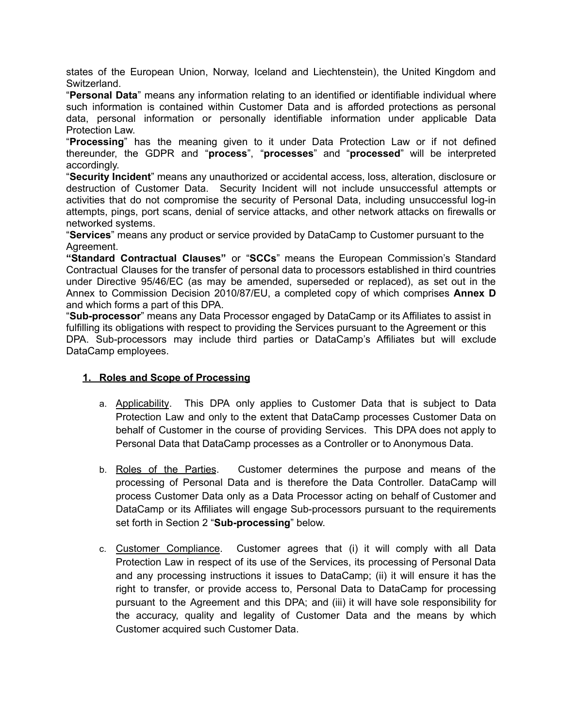states of the European Union, Norway, Iceland and Liechtenstein), the United Kingdom and Switzerland.

"**Personal Data**" means any information relating to an identified or identifiable individual where such information is contained within Customer Data and is afforded protections as personal data, personal information or personally identifiable information under applicable Data Protection Law.

"**Processing**" has the meaning given to it under Data Protection Law or if not defined thereunder, the GDPR and "**process**", "**processes**" and "**processed**" will be interpreted accordingly.

"**Security Incident**" means any unauthorized or accidental access, loss, alteration, disclosure or destruction of Customer Data. Security Incident will not include unsuccessful attempts or activities that do not compromise the security of Personal Data, including unsuccessful log-in attempts, pings, port scans, denial of service attacks, and other network attacks on firewalls or networked systems.

"**Services**" means any product or service provided by DataCamp to Customer pursuant to the Agreement.

**"Standard Contractual Clauses"** or "**SCCs**" means the European Commission's Standard Contractual Clauses for the transfer of personal data to processors established in third countries under Directive 95/46/EC (as may be amended, superseded or replaced), as set out in the Annex to Commission Decision 2010/87/EU, a completed copy of which comprises **Annex D** and which forms a part of this DPA.

"**Sub-processor**" means any Data Processor engaged by DataCamp or its Affiliates to assist in fulfilling its obligations with respect to providing the Services pursuant to the Agreement or this DPA. Sub-processors may include third parties or DataCamp's Affiliates but will exclude DataCamp employees.

## 1. Roles and Scope of Processing

a. Applicability. This DPA only applies to Customer Data that is subject to Data Protection Law and only to the extent that DataCamp processes Customer Data on behalf of Customer in the course of providing Services. This DPA does not apply to Personal Data that DataCamp processes as a Controller or to Anonymous Data.

b. Roles of the Parties. Customer determines the purpose and means of the processing of Personal Data and is therefore the Data Controller. DataCamp will process Customer Data only as a Data Processor acting on behalf of Customer and DataCamp or its Affiliates will engage Sub-processors pursuant to the requirements set forth in Section 2 "**Sub-processing**" below.

c. Customer Compliance. Customer agrees that (i) it will comply with all Data Protection Law in respect of its use of the Services, its processing of Personal Data and any processing instructions it issues to DataCamp; (ii) it will ensure it has the right to transfer, or provide access to, Personal Data to DataCamp for processing pursuant to the Agreement and this DPA; and (iii) it will have sole responsibility for the accuracy, quality and legality of Customer Data and the means by which Customer acquired such Customer Data.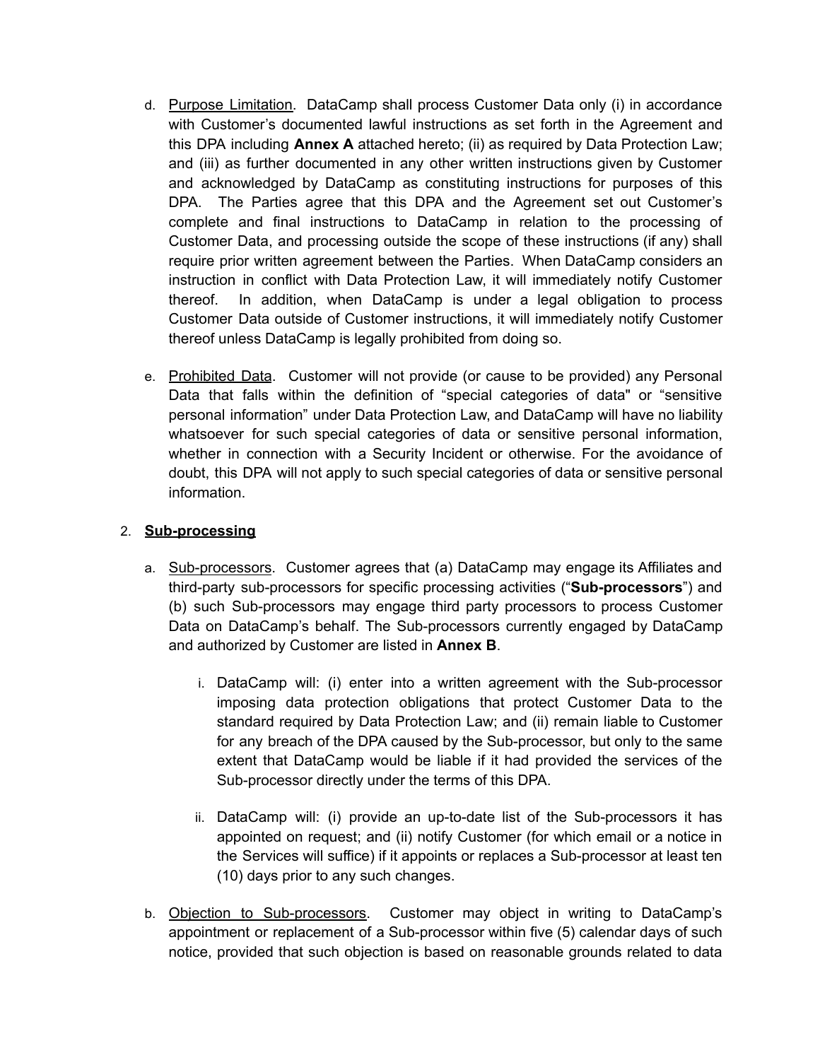d. <u>Purpose Limitation</u>. DataCamp shall process Customer Data only (i) in accordance with Customer's documented lawful instructions as set forth in the Agreement and this DPA including **Annex A** attached hereto; (ii) as required by Data Protection Law; and (iii) as further documented in any other written instructions given by Customer and acknowledged by DataCamp as constituting instructions for purposes of this DPA. The Parties agree that this DPA and the Agreement set out Customer's complete and final instructions to DataCamp in relation to the processing of Customer Data, and processing outside the scope of these instructions (if any) shall require prior written agreement between the Parties. When DataCamp considers an instruction in conflict with Data Protection Law, it will immediately notify Customer thereof. In addition, when DataCamp is under a legal obligation to process Customer Data outside of Customer instructions, it will immediately notify Customer thereof unless DataCamp is legally prohibited from doing so.

e. <u>Prohibited Data</u>. Customer will not provide (or cause to be provided) any Personal Data that falls within the definition of "special categories of data" or "sensitive personal information" under Data Protection Law, and DataCamp will have no liability whatsoever for such special categories of data or sensitive personal information, whether in connection with a Security Incident or otherwise. For the avoidance of doubt, this DPA will not apply to such special categories of data or sensitive personal information.

2. **<u>Sub-processing</u>**

a. <u>Sub-processors</u>. Customer agrees that (a) DataCamp may engage its Affiliates and third-party sub-processors for specific processing activities ("**Sub-processors**") and (b) such Sub-processors may engage third party processors to process Customer Data on DataCamp's behalf. The Sub-processors currently engaged by DataCamp and authorized by Customer are listed in **Annex B**.

i. DataCamp will: (i) enter into a written agreement with the Sub-processor imposing data protection obligations that protect Customer Data to the standard required by Data Protection Law; and (ii) remain liable to Customer for any breach of the DPA caused by the Sub-processor, but only to the same extent that DataCamp would be liable if it had provided the services of the Sub-processor directly under the terms of this DPA.

ii. DataCamp will: (i) provide an up-to-date list of the Sub-processors it has appointed on request; and (ii) notify Customer (for which email or a notice in the Services will suffice) if it appoints or replaces a Sub-processor at least ten (10) days prior to any such changes.

b. <u>Objection to Sub-processors</u>. Customer may object in writing to DataCamp's appointment or replacement of a Sub-processor within five (5) calendar days of such notice, provided that such objection is based on reasonable grounds related to data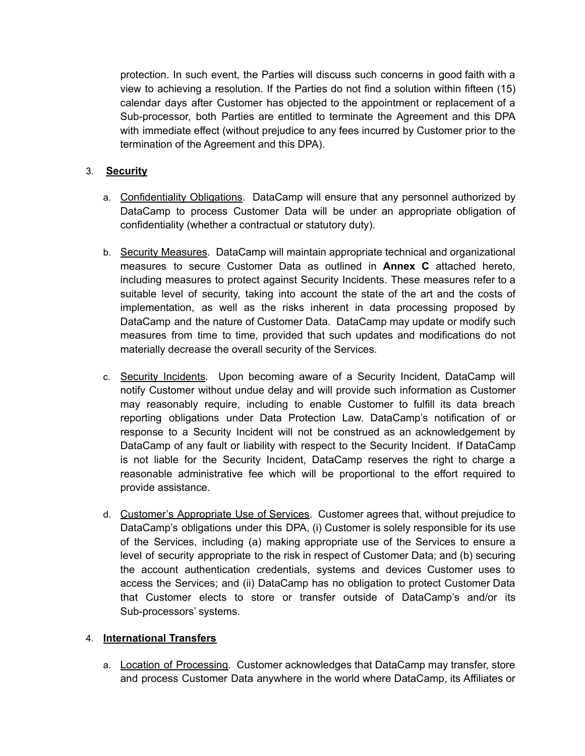protection. In such event, the Parties will discuss such concerns in good faith with a view to achieving a resolution. If the Parties do not find a solution within fifteen (15) calendar days after Customer has objected to the appointment or replacement of a Sub-processor, both Parties are entitled to terminate the Agreement and this DPA with immediate effect (without prejudice to any fees incurred by Customer prior to the termination of the Agreement and this DPA).

3. **Security**

   a. Confidentiality Obligations. DataCamp will ensure that any personnel authorized by DataCamp to process Customer Data will be under an appropriate obligation of confidentiality (whether a contractual or statutory duty).

   b. Security Measures. DataCamp will maintain appropriate technical and organizational measures to secure Customer Data as outlined in **Annex C** attached hereto, including measures to protect against Security Incidents. These measures refer to a suitable level of security, taking into account the state of the art and the costs of implementation, as well as the risks inherent in data processing proposed by DataCamp and the nature of Customer Data. DataCamp may update or modify such measures from time to time, provided that such updates and modifications do not materially decrease the overall security of the Services.

   c. Security Incidents. Upon becoming aware of a Security Incident, DataCamp will notify Customer without undue delay and will provide such information as Customer may reasonably require, including to enable Customer to fulfill its data breach reporting obligations under Data Protection Law. DataCamp's notification of or response to a Security Incident will not be construed as an acknowledgement by DataCamp of any fault or liability with respect to the Security Incident. If DataCamp is not liable for the Security Incident, DataCamp reserves the right to charge a reasonable administrative fee which will be proportional to the effort required to provide assistance.

   d. Customer's Appropriate Use of Services. Customer agrees that, without prejudice to DataCamp's obligations under this DPA, (i) Customer is solely responsible for its use of the Services, including (a) making appropriate use of the Services to ensure a level of security appropriate to the risk in respect of Customer Data; and (b) securing the account authentication credentials, systems and devices Customer uses to access the Services; and (ii) DataCamp has no obligation to protect Customer Data that Customer elects to store or transfer outside of DataCamp's and/or its Sub-processors' systems.

4. **International Transfers**

   a. Location of Processing. Customer acknowledges that DataCamp may transfer, store and process Customer Data anywhere in the world where DataCamp, its Affiliates or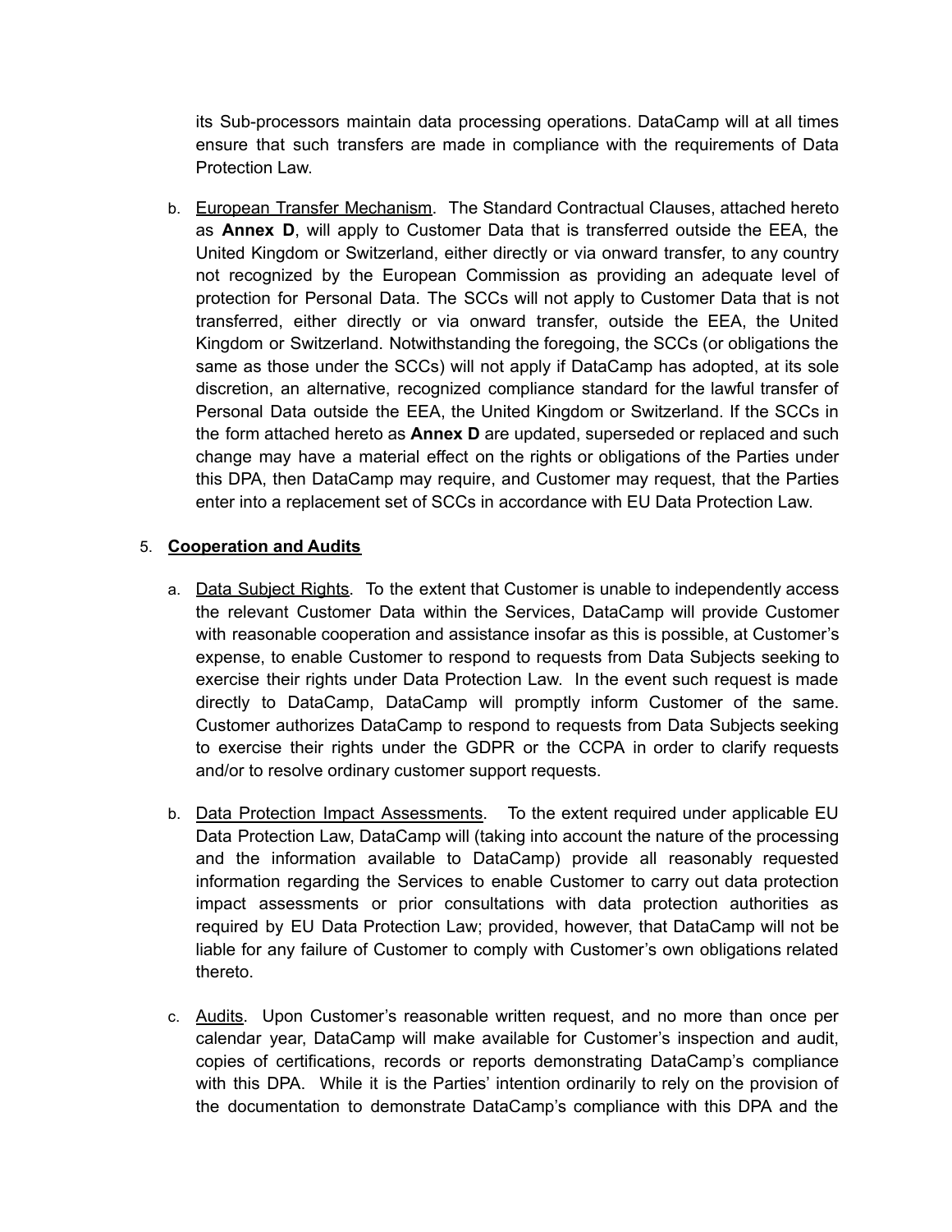its Sub-processors maintain data processing operations. DataCamp will at all times ensure that such transfers are made in compliance with the requirements of Data Protection Law.

b. European Transfer Mechanism. The Standard Contractual Clauses, attached hereto as **Annex D**, will apply to Customer Data that is transferred outside the EEA, the United Kingdom or Switzerland, either directly or via onward transfer, to any country not recognized by the European Commission as providing an adequate level of protection for Personal Data. The SCCs will not apply to Customer Data that is not transferred, either directly or via onward transfer, outside the EEA, the United Kingdom or Switzerland. Notwithstanding the foregoing, the SCCs (or obligations the same as those under the SCCs) will not apply if DataCamp has adopted, at its sole discretion, an alternative, recognized compliance standard for the lawful transfer of Personal Data outside the EEA, the United Kingdom or Switzerland. If the SCCs in the form attached hereto as **Annex D** are updated, superseded or replaced and such change may have a material effect on the rights or obligations of the Parties under this DPA, then DataCamp may require, and Customer may request, that the Parties enter into a replacement set of SCCs in accordance with EU Data Protection Law.

5. **Cooperation and Audits**

a. Data Subject Rights. To the extent that Customer is unable to independently access the relevant Customer Data within the Services, DataCamp will provide Customer with reasonable cooperation and assistance insofar as this is possible, at Customer's expense, to enable Customer to respond to requests from Data Subjects seeking to exercise their rights under Data Protection Law. In the event such request is made directly to DataCamp, DataCamp will promptly inform Customer of the same. Customer authorizes DataCamp to respond to requests from Data Subjects seeking to exercise their rights under the GDPR or the CCPA in order to clarify requests and/or to resolve ordinary customer support requests.

b. Data Protection Impact Assessments. To the extent required under applicable EU Data Protection Law, DataCamp will (taking into account the nature of the processing and the information available to DataCamp) provide all reasonably requested information regarding the Services to enable Customer to carry out data protection impact assessments or prior consultations with data protection authorities as required by EU Data Protection Law; provided, however, that DataCamp will not be liable for any failure of Customer to comply with Customer's own obligations related thereto.

c. Audits. Upon Customer's reasonable written request, and no more than once per calendar year, DataCamp will make available for Customer's inspection and audit, copies of certifications, records or reports demonstrating DataCamp's compliance with this DPA. While it is the Parties' intention ordinarily to rely on the provision of the documentation to demonstrate DataCamp's compliance with this DPA and the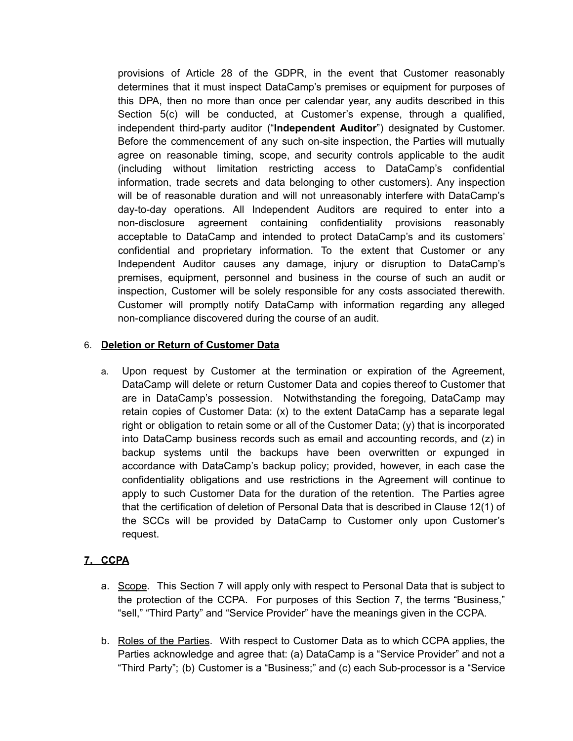provisions of Article 28 of the GDPR, in the event that Customer reasonably determines that it must inspect DataCamp's premises or equipment for purposes of this DPA, then no more than once per calendar year, any audits described in this Section 5(c) will be conducted, at Customer's expense, through a qualified, independent third-party auditor ("**Independent Auditor**") designated by Customer. Before the commencement of any such on-site inspection, the Parties will mutually agree on reasonable timing, scope, and security controls applicable to the audit (including without limitation restricting access to DataCamp's confidential information, trade secrets and data belonging to other customers). Any inspection will be of reasonable duration and will not unreasonably interfere with DataCamp's day-to-day operations. All Independent Auditors are required to enter into a non-disclosure agreement containing confidentiality provisions reasonably acceptable to DataCamp and intended to protect DataCamp's and its customers' confidential and proprietary information. To the extent that Customer or any Independent Auditor causes any damage, injury or disruption to DataCamp's premises, equipment, personnel and business in the course of such an audit or inspection, Customer will be solely responsible for any costs associated therewith. Customer will promptly notify DataCamp with information regarding any alleged non-compliance discovered during the course of an audit.

6. **Deletion or Return of Customer Data**

   a. Upon request by Customer at the termination or expiration of the Agreement, DataCamp will delete or return Customer Data and copies thereof to Customer that are in DataCamp's possession. Notwithstanding the foregoing, DataCamp may retain copies of Customer Data: (x) to the extent DataCamp has a separate legal right or obligation to retain some or all of the Customer Data; (y) that is incorporated into DataCamp business records such as email and accounting records, and (z) in backup systems until the backups have been overwritten or expunged in accordance with DataCamp's backup policy; provided, however, in each case the confidentiality obligations and use restrictions in the Agreement will continue to apply to such Customer Data for the duration of the retention. The Parties agree that the certification of deletion of Personal Data that is described in Clause 12(1) of the SCCs will be provided by DataCamp to Customer only upon Customer's request.

7. **CCPA**

   a. Scope. This Section 7 will apply only with respect to Personal Data that is subject to the protection of the CCPA. For purposes of this Section 7, the terms "Business," "sell," "Third Party" and "Service Provider" have the meanings given in the CCPA.

   b. Roles of the Parties. With respect to Customer Data as to which CCPA applies, the Parties acknowledge and agree that: (a) DataCamp is a "Service Provider" and not a "Third Party"; (b) Customer is a "Business;" and (c) each Sub-processor is a "Service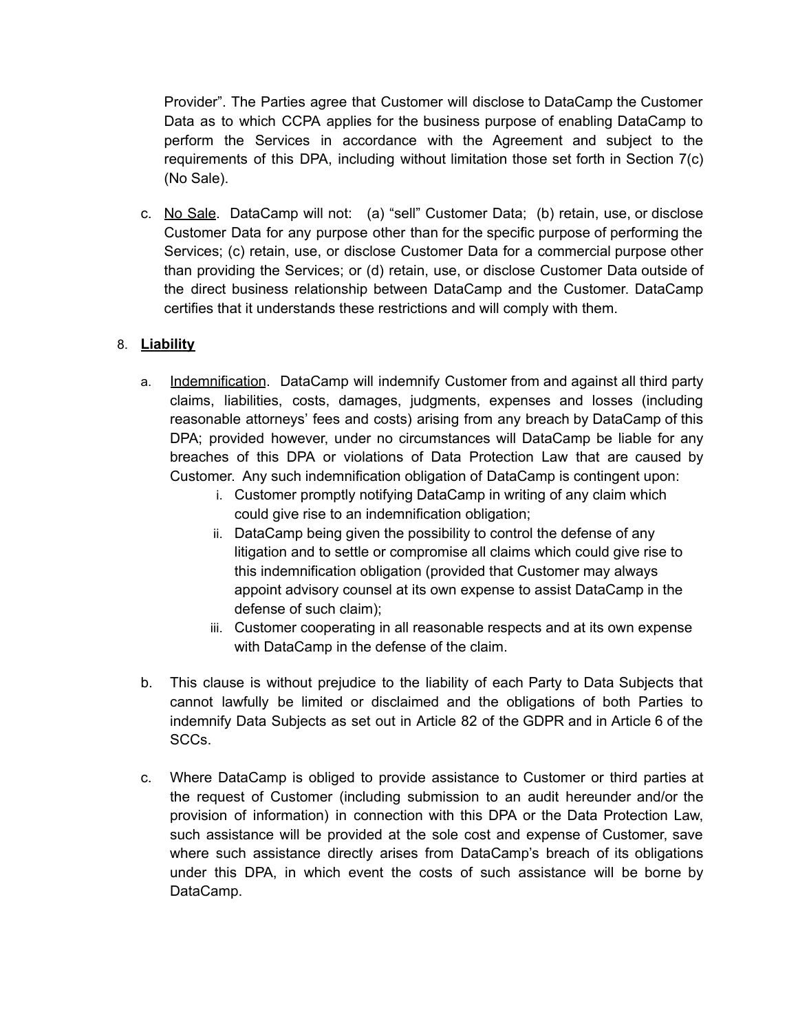Provider”. The Parties agree that Customer will disclose to DataCamp the Customer Data as to which CCPA applies for the business purpose of enabling DataCamp to perform the Services in accordance with the Agreement and subject to the requirements of this DPA, including without limitation those set forth in Section 7(c) (No Sale).

c. No Sale. DataCamp will not: (a) “sell” Customer Data; (b) retain, use, or disclose Customer Data for any purpose other than for the specific purpose of performing the Services; (c) retain, use, or disclose Customer Data for a commercial purpose other than providing the Services; or (d) retain, use, or disclose Customer Data outside of the direct business relationship between DataCamp and the Customer. DataCamp certifies that it understands these restrictions and will comply with them.

8. **Liability**

a. Indemnification. DataCamp will indemnify Customer from and against all third party claims, liabilities, costs, damages, judgments, expenses and losses (including reasonable attorneys’ fees and costs) arising from any breach by DataCamp of this DPA; provided however, under no circumstances will DataCamp be liable for any breaches of this DPA or violations of Data Protection Law that are caused by Customer. Any such indemnification obligation of DataCamp is contingent upon:

   i. Customer promptly notifying DataCamp in writing of any claim which could give rise to an indemnification obligation;

   ii. DataCamp being given the possibility to control the defense of any litigation and to settle or compromise all claims which could give rise to this indemnification obligation (provided that Customer may always appoint advisory counsel at its own expense to assist DataCamp in the defense of such claim);

   iii. Customer cooperating in all reasonable respects and at its own expense with DataCamp in the defense of the claim.

b. This clause is without prejudice to the liability of each Party to Data Subjects that cannot lawfully be limited or disclaimed and the obligations of both Parties to indemnify Data Subjects as set out in Article 82 of the GDPR and in Article 6 of the SCCs.

c. Where DataCamp is obliged to provide assistance to Customer or third parties at the request of Customer (including submission to an audit hereunder and/or the provision of information) in connection with this DPA or the Data Protection Law, such assistance will be provided at the sole cost and expense of Customer, save where such assistance directly arises from DataCamp’s breach of its obligations under this DPA, in which event the costs of such assistance will be borne by DataCamp.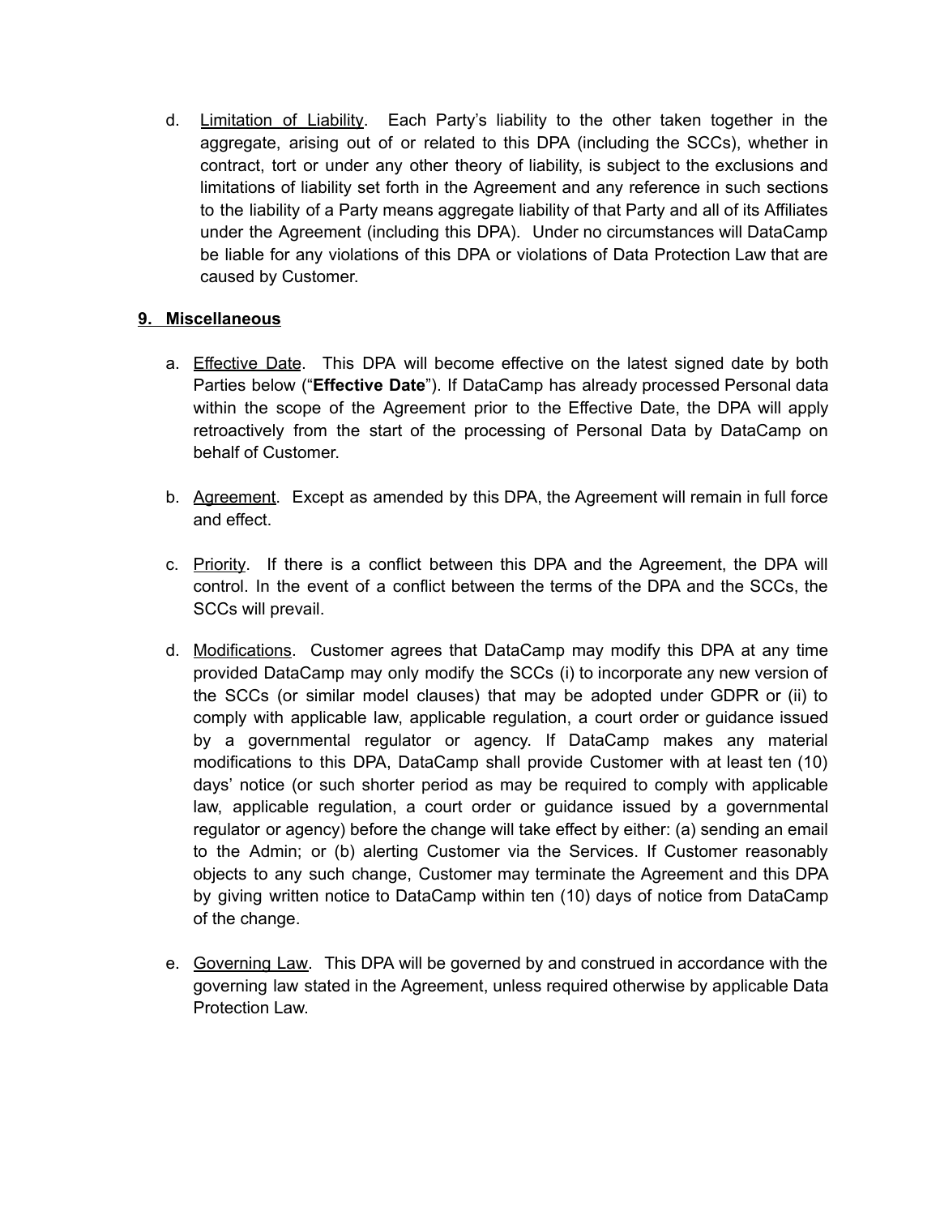d. Limitation of Liability. Each Party's liability to the other taken together in the aggregate, arising out of or related to this DPA (including the SCCs), whether in contract, tort or under any other theory of liability, is subject to the exclusions and limitations of liability set forth in the Agreement and any reference in such sections to the liability of a Party means aggregate liability of that Party and all of its Affiliates under the Agreement (including this DPA). Under no circumstances will DataCamp be liable for any violations of this DPA or violations of Data Protection Law that are caused by Customer.

## 9. Miscellaneous

a. Effective Date. This DPA will become effective on the latest signed date by both Parties below ("**Effective Date**"). If DataCamp has already processed Personal data within the scope of the Agreement prior to the Effective Date, the DPA will apply retroactively from the start of the processing of Personal Data by DataCamp on behalf of Customer.

b. Agreement. Except as amended by this DPA, the Agreement will remain in full force and effect.

c. Priority. If there is a conflict between this DPA and the Agreement, the DPA will control. In the event of a conflict between the terms of the DPA and the SCCs, the SCCs will prevail.

d. Modifications. Customer agrees that DataCamp may modify this DPA at any time provided DataCamp may only modify the SCCs (i) to incorporate any new version of the SCCs (or similar model clauses) that may be adopted under GDPR or (ii) to comply with applicable law, applicable regulation, a court order or guidance issued by a governmental regulator or agency. If DataCamp makes any material modifications to this DPA, DataCamp shall provide Customer with at least ten (10) days' notice (or such shorter period as may be required to comply with applicable law, applicable regulation, a court order or guidance issued by a governmental regulator or agency) before the change will take effect by either: (a) sending an email to the Admin; or (b) alerting Customer via the Services. If Customer reasonably objects to any such change, Customer may terminate the Agreement and this DPA by giving written notice to DataCamp within ten (10) days of notice from DataCamp of the change.

e. Governing Law. This DPA will be governed by and construed in accordance with the governing law stated in the Agreement, unless required otherwise by applicable Data Protection Law.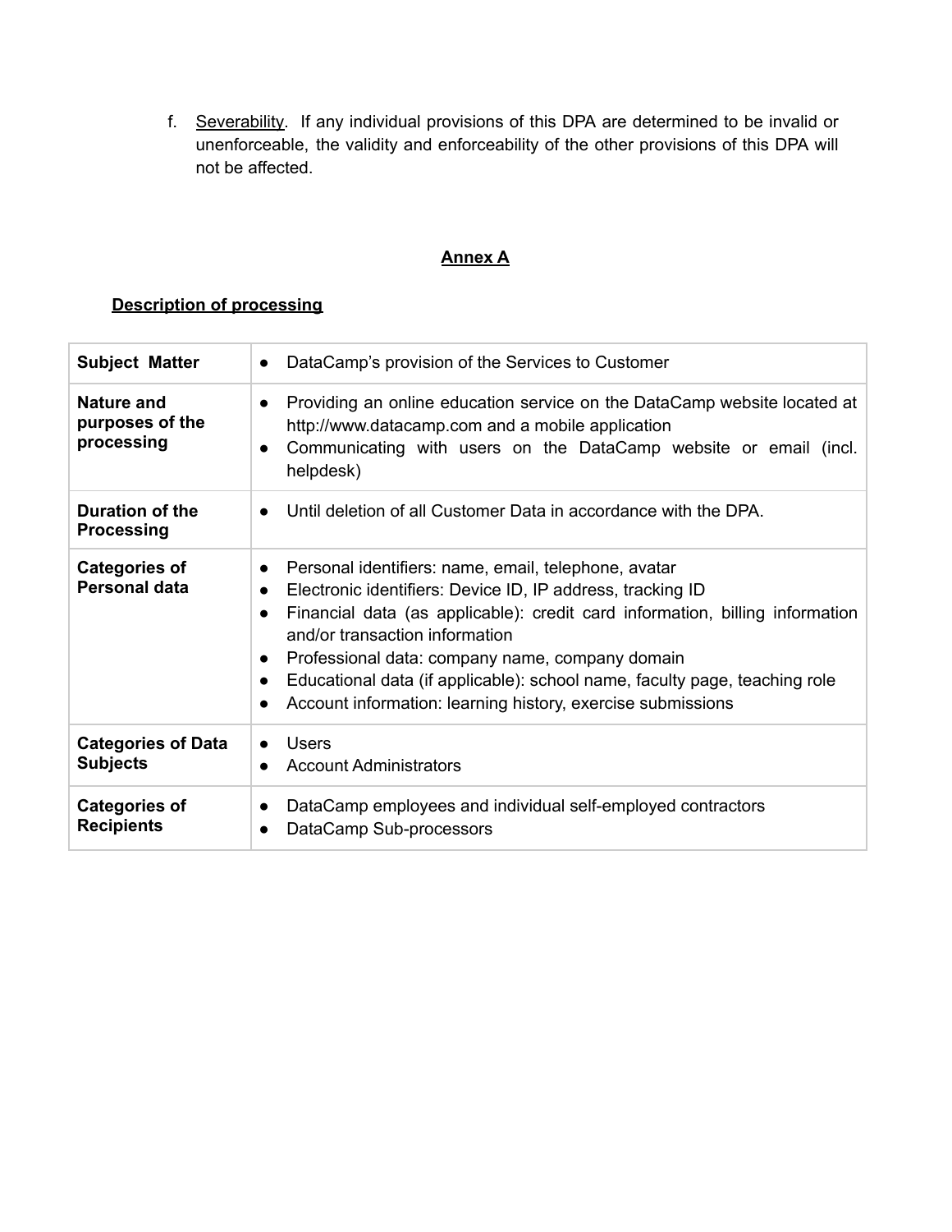f. Severability. If any individual provisions of this DPA are determined to be invalid or unenforceable, the validity and enforceability of the other provisions of this DPA will not be affected.

## Annex A

### Description of processing

| | |
|---|---|
| **Subject Matter** | • DataCamp's provision of the Services to Customer |
| **Nature and purposes of the processing** | • Providing an online education service on the DataCamp website located at http://www.datacamp.com and a mobile application<br>• Communicating with users on the DataCamp website or email (incl. helpdesk) |
| **Duration of the Processing** | • Until deletion of all Customer Data in accordance with the DPA. |
| **Categories of Personal data** | • Personal identifiers: name, email, telephone, avatar<br>• Electronic identifiers: Device ID, IP address, tracking ID<br>• Financial data (as applicable): credit card information, billing information and/or transaction information<br>• Professional data: company name, company domain<br>• Educational data (if applicable): school name, faculty page, teaching role<br>• Account information: learning history, exercise submissions |
| **Categories of Data Subjects** | • Users<br>• Account Administrators |
| **Categories of Recipients** | • DataCamp employees and individual self-employed contractors<br>• DataCamp Sub-processors |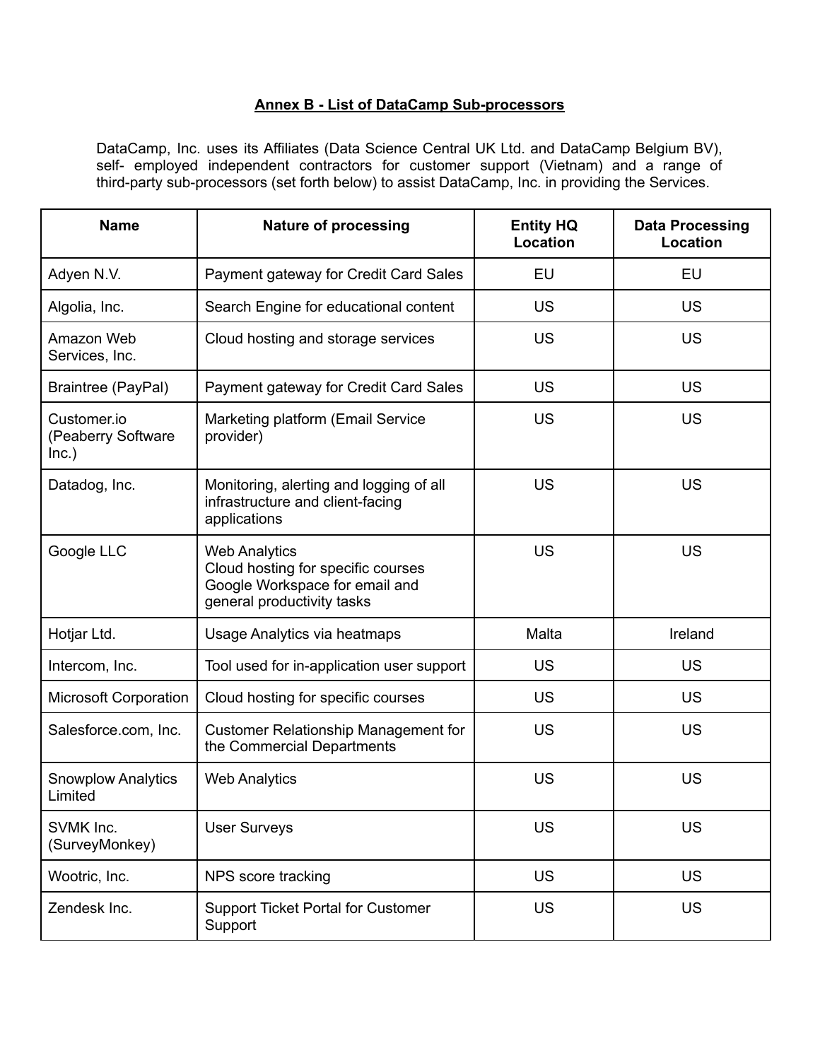**Annex B - List of DataCamp Sub-processors**

DataCamp, Inc. uses its Affiliates (Data Science Central UK Ltd. and DataCamp Belgium BV), self- employed independent contractors for customer support (Vietnam) and a range of third-party sub-processors (set forth below) to assist DataCamp, Inc. in providing the Services.

| Name | Nature of processing | Entity HQ Location | Data Processing Location |
|---|---|---|---|
| Adyen N.V. | Payment gateway for Credit Card Sales | EU | EU |
| Algolia, Inc. | Search Engine for educational content | US | US |
| Amazon Web Services, Inc. | Cloud hosting and storage services | US | US |
| Braintree (PayPal) | Payment gateway for Credit Card Sales | US | US |
| Customer.io (Peaberry Software Inc.) | Marketing platform (Email Service provider) | US | US |
| Datadog, Inc. | Monitoring, alerting and logging of all infrastructure and client-facing applications | US | US |
| Google LLC | Web Analytics<br>Cloud hosting for specific courses<br>Google Workspace for email and general productivity tasks | US | US |
| Hotjar Ltd. | Usage Analytics via heatmaps | Malta | Ireland |
| Intercom, Inc. | Tool used for in-application user support | US | US |
| Microsoft Corporation | Cloud hosting for specific courses | US | US |
| Salesforce.com, Inc. | Customer Relationship Management for the Commercial Departments | US | US |
| Snowplow Analytics Limited | Web Analytics | US | US |
| SVMK Inc. (SurveyMonkey) | User Surveys | US | US |
| Wootric, Inc. | NPS score tracking | US | US |
| Zendesk Inc. | Support Ticket Portal for Customer Support | US | US |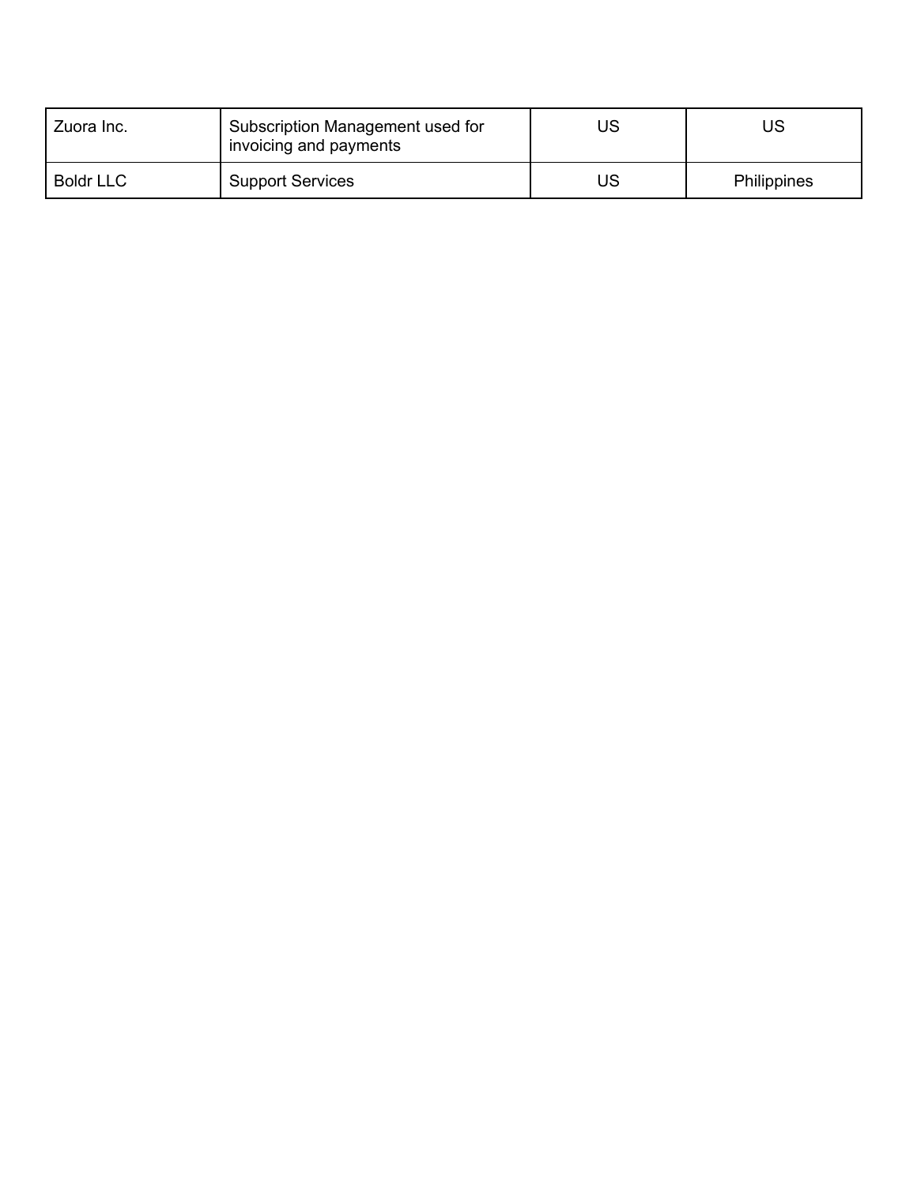| | | | |
|---|---|---|---|
| Zuora Inc. | Subscription Management used for invoicing and payments | US | US |
| Boldr LLC | Support Services | US | Philippines |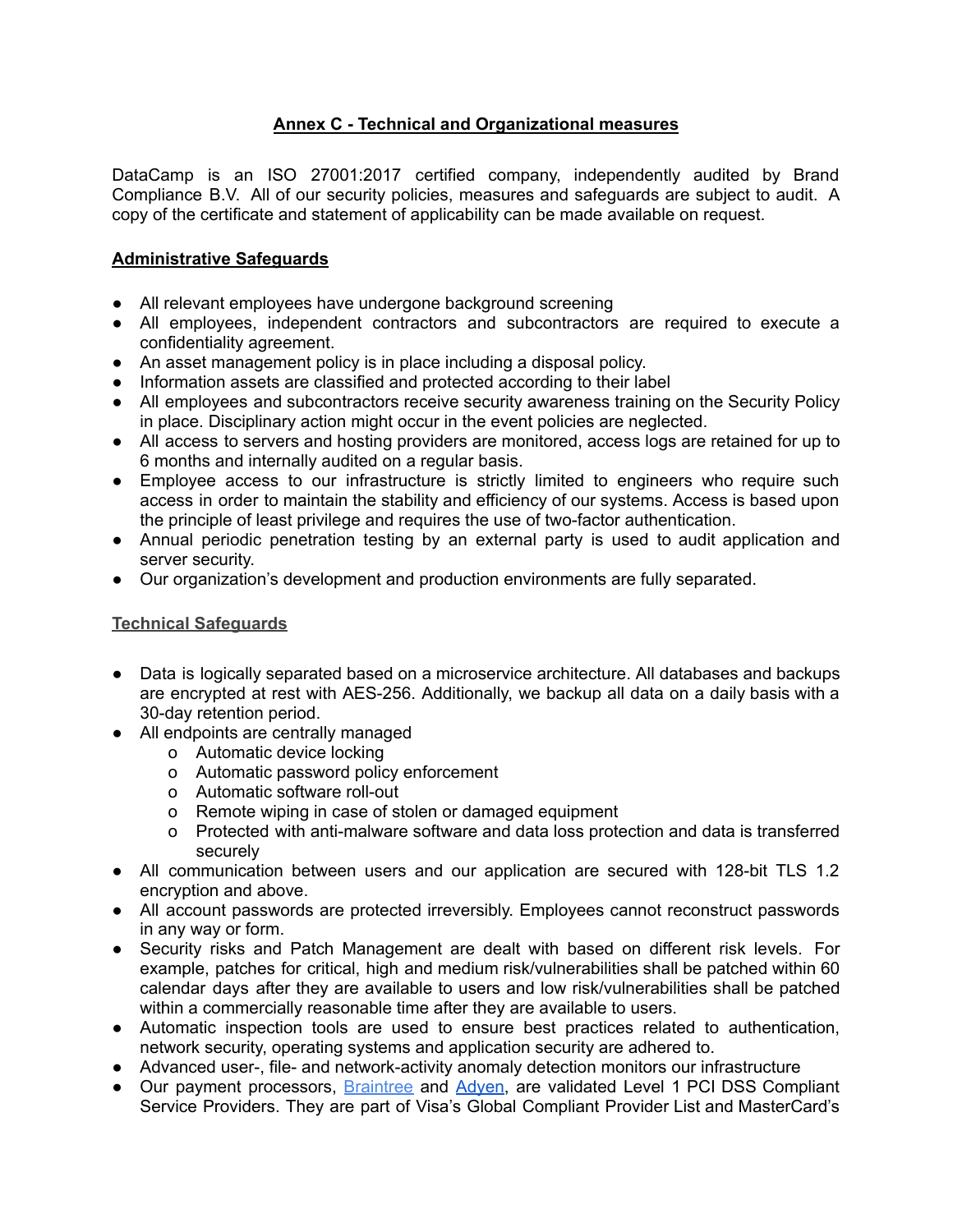# Annex C - Technical and Organizational measures

DataCamp is an ISO 27001:2017 certified company, independently audited by Brand Compliance B.V. All of our security policies, measures and safeguards are subject to audit. A copy of the certificate and statement of applicability can be made available on request.

## Administrative Safeguards

- All relevant employees have undergone background screening
- All employees, independent contractors and subcontractors are required to execute a confidentiality agreement.
- An asset management policy is in place including a disposal policy.
- Information assets are classified and protected according to their label
- All employees and subcontractors receive security awareness training on the Security Policy in place. Disciplinary action might occur in the event policies are neglected.
- All access to servers and hosting providers are monitored, access logs are retained for up to 6 months and internally audited on a regular basis.
- Employee access to our infrastructure is strictly limited to engineers who require such access in order to maintain the stability and efficiency of our systems. Access is based upon the principle of least privilege and requires the use of two-factor authentication.
- Annual periodic penetration testing by an external party is used to audit application and server security.
- Our organization's development and production environments are fully separated.

## Technical Safeguards

- Data is logically separated based on a microservice architecture. All databases and backups are encrypted at rest with AES-256. Additionally, we backup all data on a daily basis with a 30-day retention period.
- All endpoints are centrally managed
  - Automatic device locking
  - Automatic password policy enforcement
  - Automatic software roll-out
  - Remote wiping in case of stolen or damaged equipment
  - Protected with anti-malware software and data loss protection and data is transferred securely
- All communication between users and our application are secured with 128-bit TLS 1.2 encryption and above.
- All account passwords are protected irreversibly. Employees cannot reconstruct passwords in any way or form.
- Security risks and Patch Management are dealt with based on different risk levels. For example, patches for critical, high and medium risk/vulnerabilities shall be patched within 60 calendar days after they are available to users and low risk/vulnerabilities shall be patched within a commercially reasonable time after they are available to users.
- Automatic inspection tools are used to ensure best practices related to authentication, network security, operating systems and application security are adhered to.
- Advanced user-, file- and network-activity anomaly detection monitors our infrastructure
- Our payment processors, Braintree and Adyen, are validated Level 1 PCI DSS Compliant Service Providers. They are part of Visa's Global Compliant Provider List and MasterCard's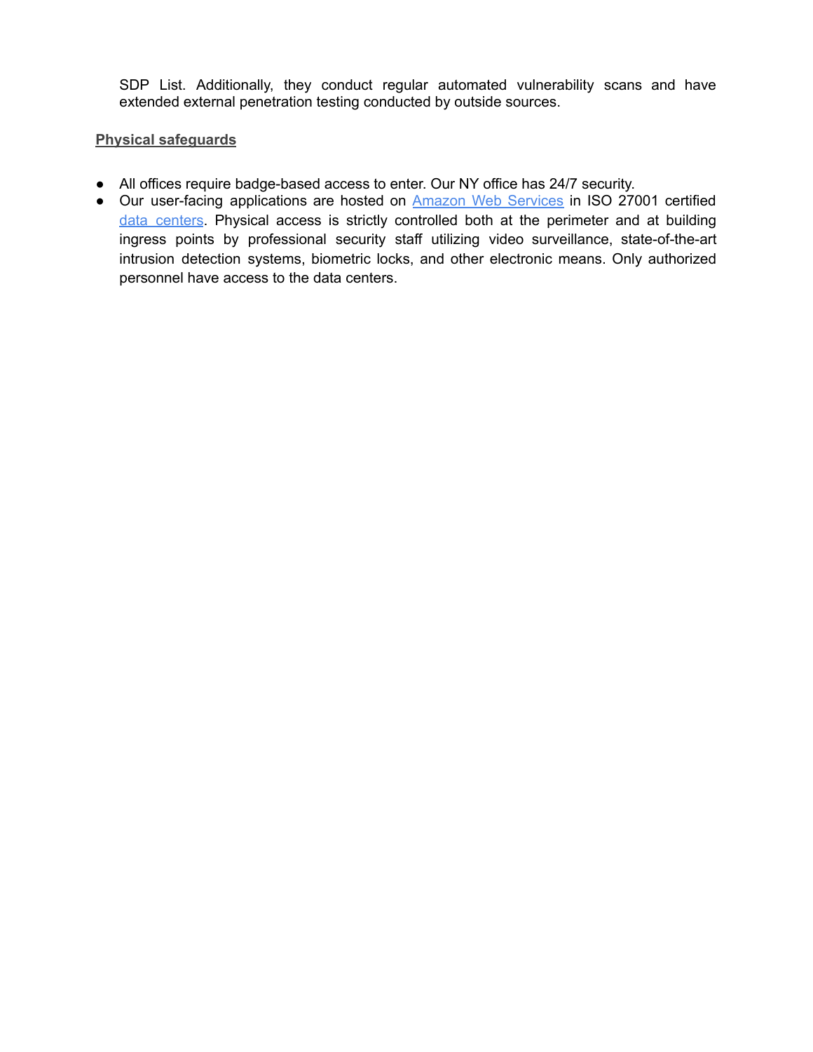SDP List. Additionally, they conduct regular automated vulnerability scans and have extended external penetration testing conducted by outside sources.

**Physical safeguards**

- All offices require badge-based access to enter. Our NY office has 24/7 security.
- Our user-facing applications are hosted on [Amazon Web Services] in ISO 27001 certified [data centers]. Physical access is strictly controlled both at the perimeter and at building ingress points by professional security staff utilizing video surveillance, state-of-the-art intrusion detection systems, biometric locks, and other electronic means. Only authorized personnel have access to the data centers.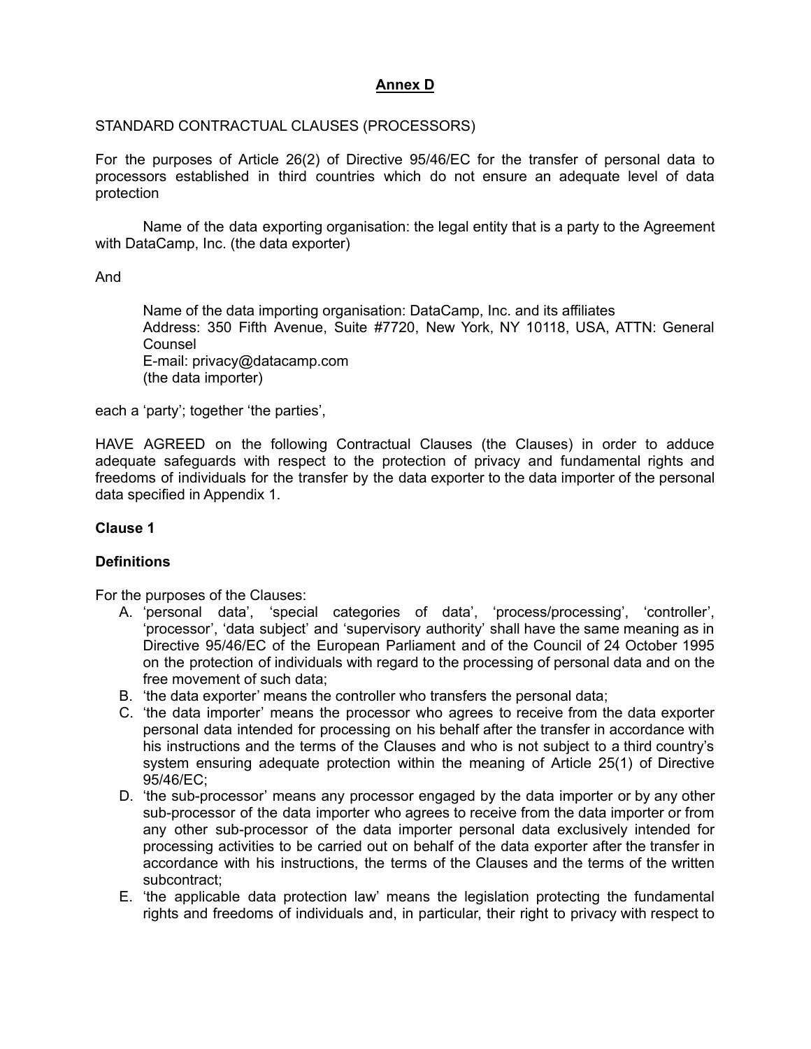## Annex D

STANDARD CONTRACTUAL CLAUSES (PROCESSORS)

For the purposes of Article 26(2) of Directive 95/46/EC for the transfer of personal data to processors established in third countries which do not ensure an adequate level of data protection

Name of the data exporting organisation: the legal entity that is a party to the Agreement with DataCamp, Inc. (the data exporter)

And

Name of the data importing organisation: DataCamp, Inc. and its affiliates
Address: 350 Fifth Avenue, Suite #7720, New York, NY 10118, USA, ATTN: General Counsel
E-mail: privacy@datacamp.com
(the data importer)

each a 'party'; together 'the parties',

HAVE AGREED on the following Contractual Clauses (the Clauses) in order to adduce adequate safeguards with respect to the protection of privacy and fundamental rights and freedoms of individuals for the transfer by the data exporter to the data importer of the personal data specified in Appendix 1.

**Clause 1**

**Definitions**

For the purposes of the Clauses:

A. 'personal data', 'special categories of data', 'process/processing', 'controller', 'processor', 'data subject' and 'supervisory authority' shall have the same meaning as in Directive 95/46/EC of the European Parliament and of the Council of 24 October 1995 on the protection of individuals with regard to the processing of personal data and on the free movement of such data;
B. 'the data exporter' means the controller who transfers the personal data;
C. 'the data importer' means the processor who agrees to receive from the data exporter personal data intended for processing on his behalf after the transfer in accordance with his instructions and the terms of the Clauses and who is not subject to a third country's system ensuring adequate protection within the meaning of Article 25(1) of Directive 95/46/EC;
D. 'the sub-processor' means any processor engaged by the data importer or by any other sub-processor of the data importer who agrees to receive from the data importer or from any other sub-processor of the data importer personal data exclusively intended for processing activities to be carried out on behalf of the data exporter after the transfer in accordance with his instructions, the terms of the Clauses and the terms of the written subcontract;
E. 'the applicable data protection law' means the legislation protecting the fundamental rights and freedoms of individuals and, in particular, their right to privacy with respect to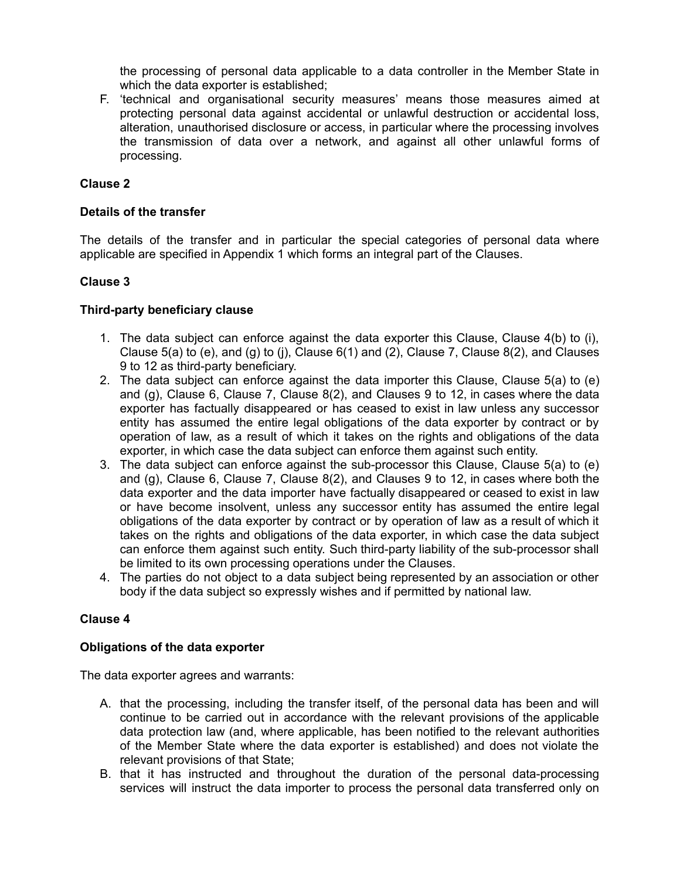the processing of personal data applicable to a data controller in the Member State in which the data exporter is established;

F. 'technical and organisational security measures' means those measures aimed at protecting personal data against accidental or unlawful destruction or accidental loss, alteration, unauthorised disclosure or access, in particular where the processing involves the transmission of data over a network, and against all other unlawful forms of processing.

**Clause 2**

**Details of the transfer**

The details of the transfer and in particular the special categories of personal data where applicable are specified in Appendix 1 which forms an integral part of the Clauses.

**Clause 3**

**Third-party beneficiary clause**

1. The data subject can enforce against the data exporter this Clause, Clause 4(b) to (i), Clause 5(a) to (e), and (g) to (j), Clause 6(1) and (2), Clause 7, Clause 8(2), and Clauses 9 to 12 as third-party beneficiary.
2. The data subject can enforce against the data importer this Clause, Clause 5(a) to (e) and (g), Clause 6, Clause 7, Clause 8(2), and Clauses 9 to 12, in cases where the data exporter has factually disappeared or has ceased to exist in law unless any successor entity has assumed the entire legal obligations of the data exporter by contract or by operation of law, as a result of which it takes on the rights and obligations of the data exporter, in which case the data subject can enforce them against such entity.
3. The data subject can enforce against the sub-processor this Clause, Clause 5(a) to (e) and (g), Clause 6, Clause 7, Clause 8(2), and Clauses 9 to 12, in cases where both the data exporter and the data importer have factually disappeared or ceased to exist in law or have become insolvent, unless any successor entity has assumed the entire legal obligations of the data exporter by contract or by operation of law as a result of which it takes on the rights and obligations of the data exporter, in which case the data subject can enforce them against such entity. Such third-party liability of the sub-processor shall be limited to its own processing operations under the Clauses.
4. The parties do not object to a data subject being represented by an association or other body if the data subject so expressly wishes and if permitted by national law.

**Clause 4**

**Obligations of the data exporter**

The data exporter agrees and warrants:

A. that the processing, including the transfer itself, of the personal data has been and will continue to be carried out in accordance with the relevant provisions of the applicable data protection law (and, where applicable, has been notified to the relevant authorities of the Member State where the data exporter is established) and does not violate the relevant provisions of that State;
B. that it has instructed and throughout the duration of the personal data-processing services will instruct the data importer to process the personal data transferred only on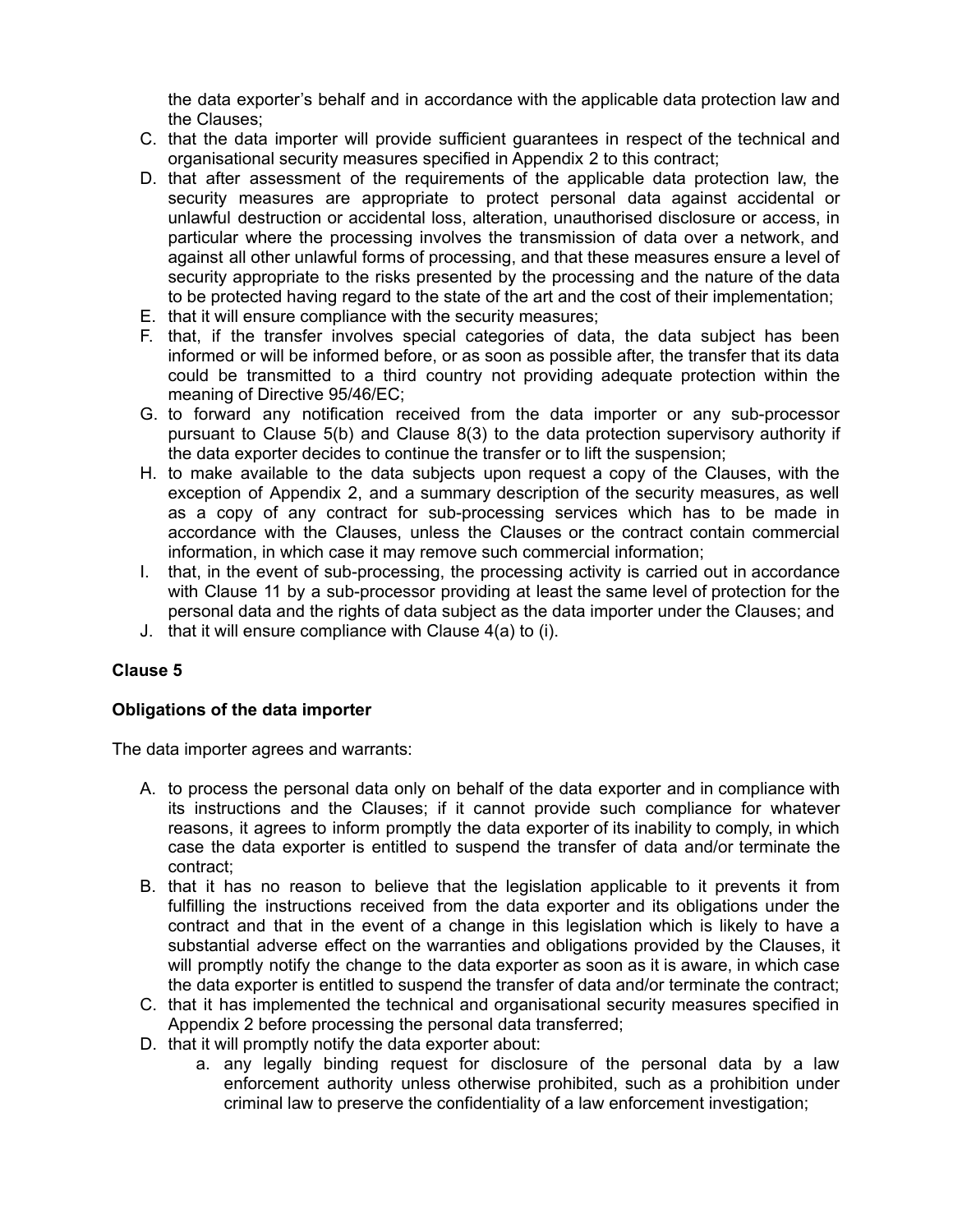the data exporter's behalf and in accordance with the applicable data protection law and the Clauses;

C. that the data importer will provide sufficient guarantees in respect of the technical and organisational security measures specified in Appendix 2 to this contract;
D. that after assessment of the requirements of the applicable data protection law, the security measures are appropriate to protect personal data against accidental or unlawful destruction or accidental loss, alteration, unauthorised disclosure or access, in particular where the processing involves the transmission of data over a network, and against all other unlawful forms of processing, and that these measures ensure a level of security appropriate to the risks presented by the processing and the nature of the data to be protected having regard to the state of the art and the cost of their implementation;
E. that it will ensure compliance with the security measures;
F. that, if the transfer involves special categories of data, the data subject has been informed or will be informed before, or as soon as possible after, the transfer that its data could be transmitted to a third country not providing adequate protection within the meaning of Directive 95/46/EC;
G. to forward any notification received from the data importer or any sub-processor pursuant to Clause 5(b) and Clause 8(3) to the data protection supervisory authority if the data exporter decides to continue the transfer or to lift the suspension;
H. to make available to the data subjects upon request a copy of the Clauses, with the exception of Appendix 2, and a summary description of the security measures, as well as a copy of any contract for sub-processing services which has to be made in accordance with the Clauses, unless the Clauses or the contract contain commercial information, in which case it may remove such commercial information;
I. that, in the event of sub-processing, the processing activity is carried out in accordance with Clause 11 by a sub-processor providing at least the same level of protection for the personal data and the rights of data subject as the data importer under the Clauses; and
J. that it will ensure compliance with Clause 4(a) to (i).

**Clause 5**

**Obligations of the data importer**

The data importer agrees and warrants:

A. to process the personal data only on behalf of the data exporter and in compliance with its instructions and the Clauses; if it cannot provide such compliance for whatever reasons, it agrees to inform promptly the data exporter of its inability to comply, in which case the data exporter is entitled to suspend the transfer of data and/or terminate the contract;
B. that it has no reason to believe that the legislation applicable to it prevents it from fulfilling the instructions received from the data exporter and its obligations under the contract and that in the event of a change in this legislation which is likely to have a substantial adverse effect on the warranties and obligations provided by the Clauses, it will promptly notify the change to the data exporter as soon as it is aware, in which case the data exporter is entitled to suspend the transfer of data and/or terminate the contract;
C. that it has implemented the technical and organisational security measures specified in Appendix 2 before processing the personal data transferred;
D. that it will promptly notify the data exporter about:
    a. any legally binding request for disclosure of the personal data by a law enforcement authority unless otherwise prohibited, such as a prohibition under criminal law to preserve the confidentiality of a law enforcement investigation;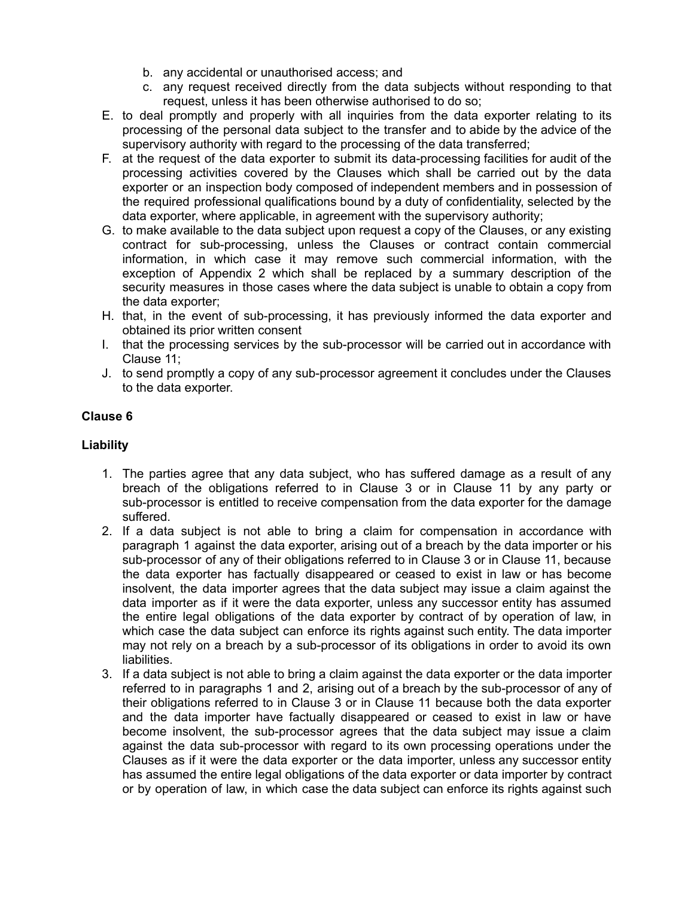b. any accidental or unauthorised access; and
c. any request received directly from the data subjects without responding to that request, unless it has been otherwise authorised to do so;

E. to deal promptly and properly with all inquiries from the data exporter relating to its processing of the personal data subject to the transfer and to abide by the advice of the supervisory authority with regard to the processing of the data transferred;
F. at the request of the data exporter to submit its data-processing facilities for audit of the processing activities covered by the Clauses which shall be carried out by the data exporter or an inspection body composed of independent members and in possession of the required professional qualifications bound by a duty of confidentiality, selected by the data exporter, where applicable, in agreement with the supervisory authority;
G. to make available to the data subject upon request a copy of the Clauses, or any existing contract for sub-processing, unless the Clauses or contract contain commercial information, in which case it may remove such commercial information, with the exception of Appendix 2 which shall be replaced by a summary description of the security measures in those cases where the data subject is unable to obtain a copy from the data exporter;
H. that, in the event of sub-processing, it has previously informed the data exporter and obtained its prior written consent
I. that the processing services by the sub-processor will be carried out in accordance with Clause 11;
J. to send promptly a copy of any sub-processor agreement it concludes under the Clauses to the data exporter.

**Clause 6**

**Liability**

1. The parties agree that any data subject, who has suffered damage as a result of any breach of the obligations referred to in Clause 3 or in Clause 11 by any party or sub-processor is entitled to receive compensation from the data exporter for the damage suffered.
2. If a data subject is not able to bring a claim for compensation in accordance with paragraph 1 against the data exporter, arising out of a breach by the data importer or his sub-processor of any of their obligations referred to in Clause 3 or in Clause 11, because the data exporter has factually disappeared or ceased to exist in law or has become insolvent, the data importer agrees that the data subject may issue a claim against the data importer as if it were the data exporter, unless any successor entity has assumed the entire legal obligations of the data exporter by contract of by operation of law, in which case the data subject can enforce its rights against such entity. The data importer may not rely on a breach by a sub-processor of its obligations in order to avoid its own liabilities.
3. If a data subject is not able to bring a claim against the data exporter or the data importer referred to in paragraphs 1 and 2, arising out of a breach by the sub-processor of any of their obligations referred to in Clause 3 or in Clause 11 because both the data exporter and the data importer have factually disappeared or ceased to exist in law or have become insolvent, the sub-processor agrees that the data subject may issue a claim against the data sub-processor with regard to its own processing operations under the Clauses as if it were the data exporter or the data importer, unless any successor entity has assumed the entire legal obligations of the data exporter or data importer by contract or by operation of law, in which case the data subject can enforce its rights against such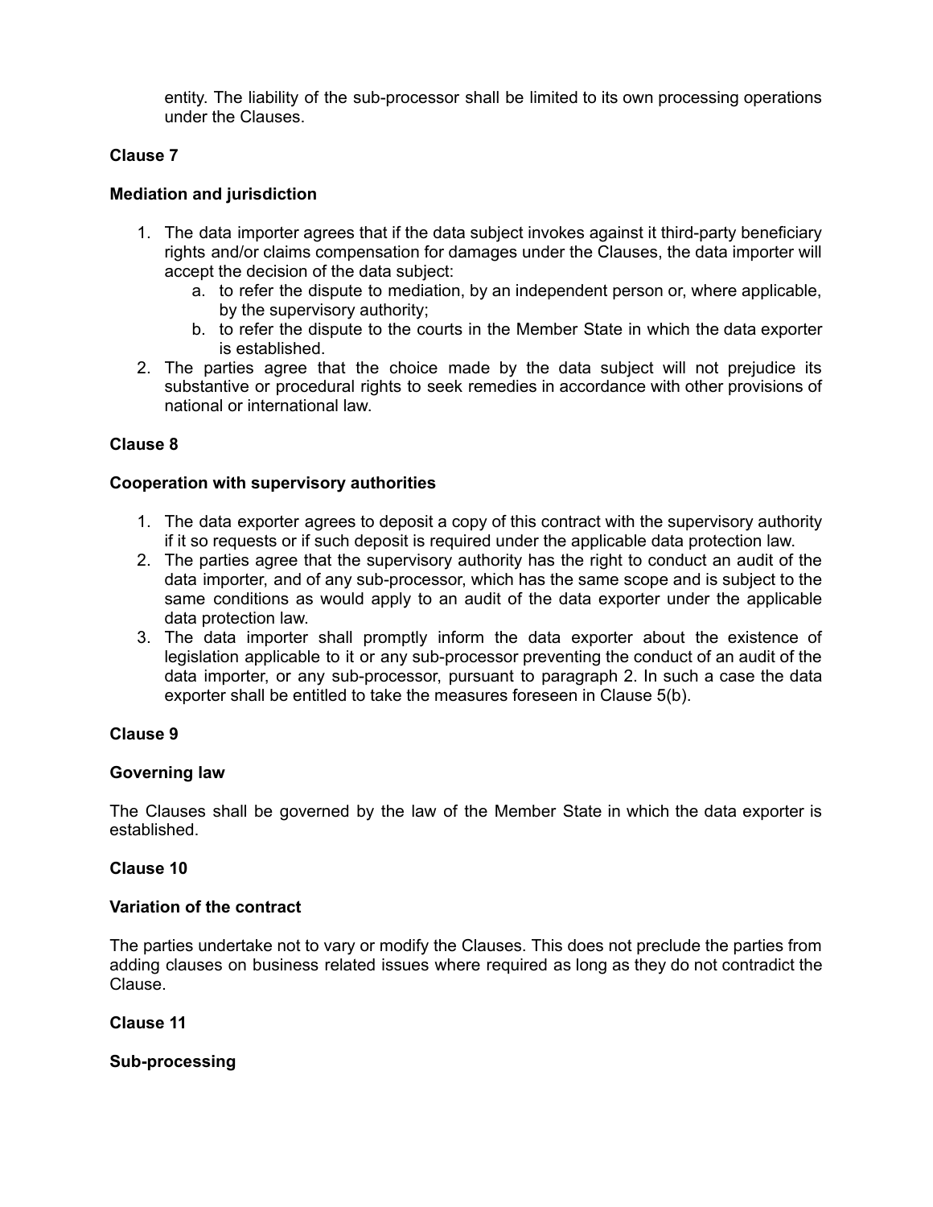entity. The liability of the sub-processor shall be limited to its own processing operations under the Clauses.

**Clause 7**

**Mediation and jurisdiction**

1. The data importer agrees that if the data subject invokes against it third-party beneficiary rights and/or claims compensation for damages under the Clauses, the data importer will accept the decision of the data subject:
   a. to refer the dispute to mediation, by an independent person or, where applicable, by the supervisory authority;
   b. to refer the dispute to the courts in the Member State in which the data exporter is established.
2. The parties agree that the choice made by the data subject will not prejudice its substantive or procedural rights to seek remedies in accordance with other provisions of national or international law.

**Clause 8**

**Cooperation with supervisory authorities**

1. The data exporter agrees to deposit a copy of this contract with the supervisory authority if it so requests or if such deposit is required under the applicable data protection law.
2. The parties agree that the supervisory authority has the right to conduct an audit of the data importer, and of any sub-processor, which has the same scope and is subject to the same conditions as would apply to an audit of the data exporter under the applicable data protection law.
3. The data importer shall promptly inform the data exporter about the existence of legislation applicable to it or any sub-processor preventing the conduct of an audit of the data importer, or any sub-processor, pursuant to paragraph 2. In such a case the data exporter shall be entitled to take the measures foreseen in Clause 5(b).

**Clause 9**

**Governing law**

The Clauses shall be governed by the law of the Member State in which the data exporter is established.

**Clause 10**

**Variation of the contract**

The parties undertake not to vary or modify the Clauses. This does not preclude the parties from adding clauses on business related issues where required as long as they do not contradict the Clause.

**Clause 11**

**Sub-processing**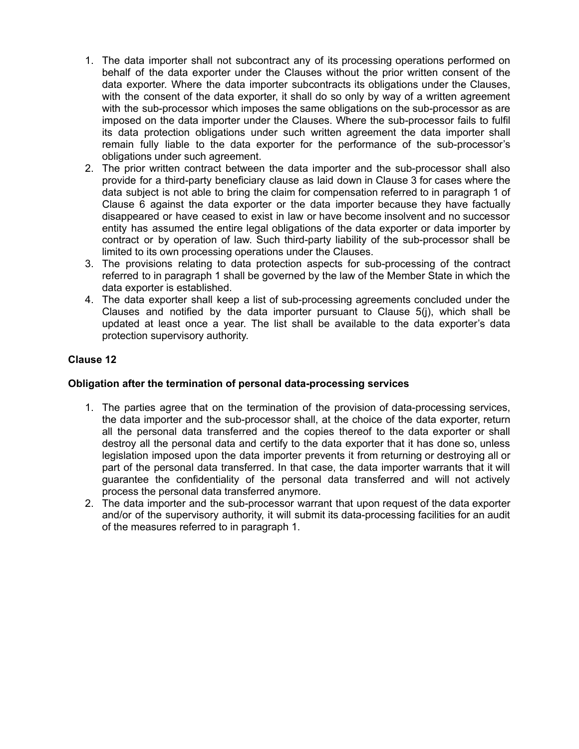1. The data importer shall not subcontract any of its processing operations performed on behalf of the data exporter under the Clauses without the prior written consent of the data exporter. Where the data importer subcontracts its obligations under the Clauses, with the consent of the data exporter, it shall do so only by way of a written agreement with the sub-processor which imposes the same obligations on the sub-processor as are imposed on the data importer under the Clauses. Where the sub-processor fails to fulfil its data protection obligations under such written agreement the data importer shall remain fully liable to the data exporter for the performance of the sub-processor's obligations under such agreement.
2. The prior written contract between the data importer and the sub-processor shall also provide for a third-party beneficiary clause as laid down in Clause 3 for cases where the data subject is not able to bring the claim for compensation referred to in paragraph 1 of Clause 6 against the data exporter or the data importer because they have factually disappeared or have ceased to exist in law or have become insolvent and no successor entity has assumed the entire legal obligations of the data exporter or data importer by contract or by operation of law. Such third-party liability of the sub-processor shall be limited to its own processing operations under the Clauses.
3. The provisions relating to data protection aspects for sub-processing of the contract referred to in paragraph 1 shall be governed by the law of the Member State in which the data exporter is established.
4. The data exporter shall keep a list of sub-processing agreements concluded under the Clauses and notified by the data importer pursuant to Clause 5(j), which shall be updated at least once a year. The list shall be available to the data exporter's data protection supervisory authority.

**Clause 12**

**Obligation after the termination of personal data-processing services**

1. The parties agree that on the termination of the provision of data-processing services, the data importer and the sub-processor shall, at the choice of the data exporter, return all the personal data transferred and the copies thereof to the data exporter or shall destroy all the personal data and certify to the data exporter that it has done so, unless legislation imposed upon the data importer prevents it from returning or destroying all or part of the personal data transferred. In that case, the data importer warrants that it will guarantee the confidentiality of the personal data transferred and will not actively process the personal data transferred anymore.
2. The data importer and the sub-processor warrant that upon request of the data exporter and/or of the supervisory authority, it will submit its data-processing facilities for an audit of the measures referred to in paragraph 1.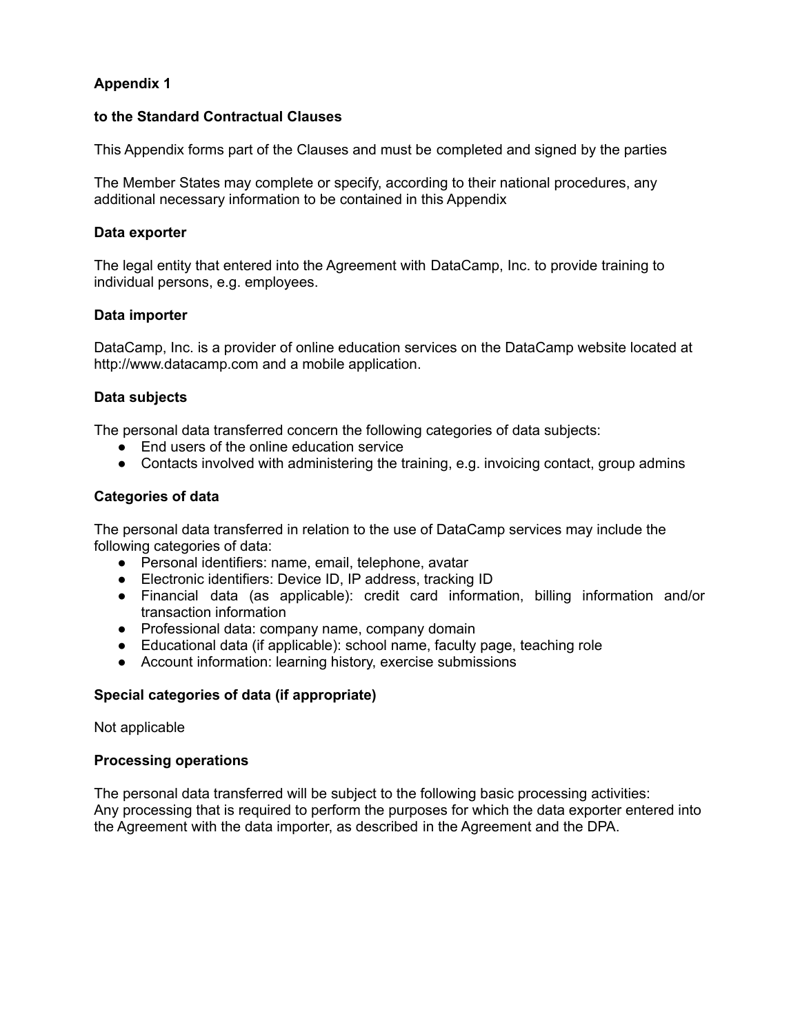**Appendix 1**

**to the Standard Contractual Clauses**

This Appendix forms part of the Clauses and must be completed and signed by the parties

The Member States may complete or specify, according to their national procedures, any additional necessary information to be contained in this Appendix

**Data exporter**

The legal entity that entered into the Agreement with DataCamp, Inc. to provide training to individual persons, e.g. employees.

**Data importer**

DataCamp, Inc. is a provider of online education services on the DataCamp website located at http://www.datacamp.com and a mobile application.

**Data subjects**

The personal data transferred concern the following categories of data subjects:

- End users of the online education service
- Contacts involved with administering the training, e.g. invoicing contact, group admins

**Categories of data**

The personal data transferred in relation to the use of DataCamp services may include the following categories of data:

- Personal identifiers: name, email, telephone, avatar
- Electronic identifiers: Device ID, IP address, tracking ID
- Financial data (as applicable): credit card information, billing information and/or transaction information
- Professional data: company name, company domain
- Educational data (if applicable): school name, faculty page, teaching role
- Account information: learning history, exercise submissions

**Special categories of data (if appropriate)**

Not applicable

**Processing operations**

The personal data transferred will be subject to the following basic processing activities:
Any processing that is required to perform the purposes for which the data exporter entered into the Agreement with the data importer, as described in the Agreement and the DPA.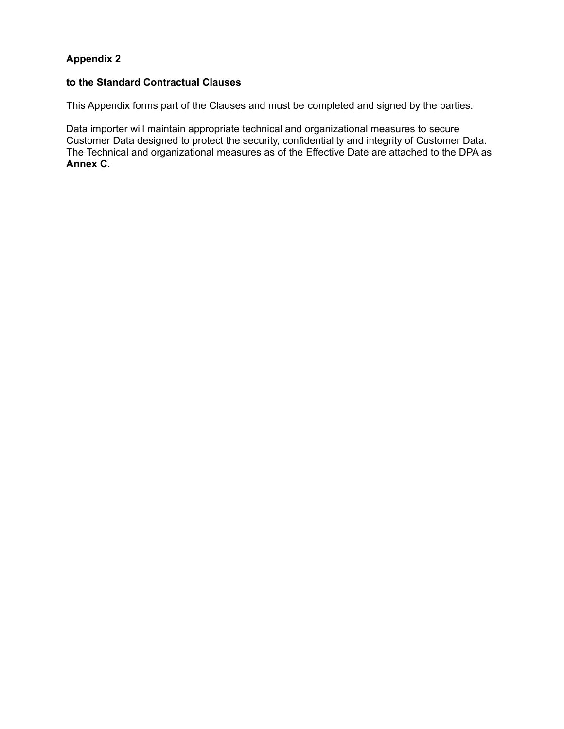**Appendix 2**

**to the Standard Contractual Clauses**

This Appendix forms part of the Clauses and must be completed and signed by the parties.

Data importer will maintain appropriate technical and organizational measures to secure Customer Data designed to protect the security, confidentiality and integrity of Customer Data. The Technical and organizational measures as of the Effective Date are attached to the DPA as **Annex C**.